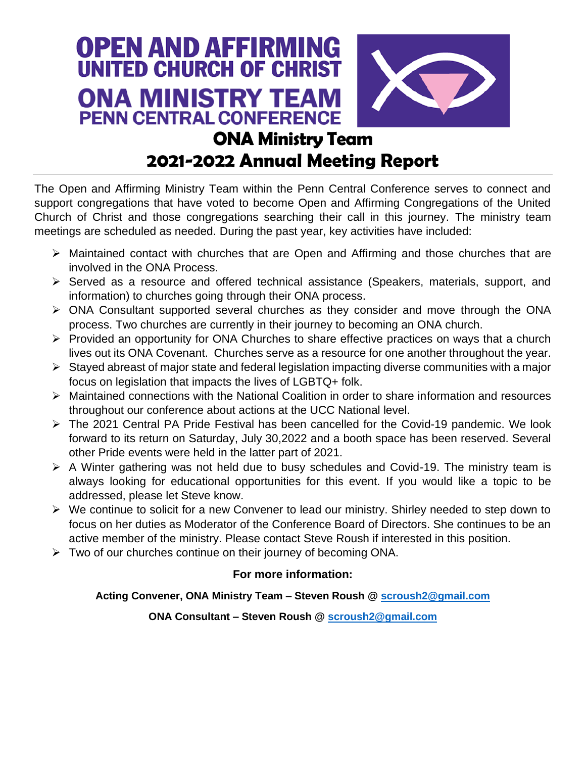# OPEN AND AFFIRMING UNITED CHURCH OF CHRIST

# ONA MINISTRY TEAM PENN CENTRAL CONFERENCE

## ONA Ministry Team

## 2021-2022 Annual Meeting Report

The Open and Affirming Ministry Team within the Penn Central Conference serves to connect and support congregations that have voted to become Open and Affirming Congregations of the United Church of Christ and those congregations searching their call in this journey. The ministry team meetings are scheduled as needed. During the past year, key activities have included:

- Maintained contact with churches that are Open and Affirming and those churches that are involved in the ONA Process.
- Served as a resource and offered technical assistance (Speakers, materials, support, and information) to churches going through their ONA process.
- ONA Consultant supported several churches as they consider and move through the ONA process. Two churches are currently in their journey to becoming an ONA church.
- Provided an opportunity for ONA Churches to share effective practices on ways that a church lives out its ONA Covenant. Churches serve as a resource for one another throughout the year.
- Stayed abreast of major state and federal legislation impacting diverse communities with a major focus on legislation that impacts the lives of LGBTQ+ folk.
- Maintained connections with the National Coalition in order to share information and resources throughout our conference about actions at the UCC National level.
- The 2021 Central PA Pride Festival has been cancelled for the Covid-19 pandemic. We look forward to its return on Saturday, July 30,2022 and a booth space has been reserved. Several other Pride events were held in the latter part of 2021.
- A Winter gathering was not held due to busy schedules and Covid-19. The ministry team is always looking for educational opportunities for this event. If you would like a topic to be addressed, please let Steve know.
- We continue to solicit for a new Convener to lead our ministry. Shirley needed to step down to focus on her duties as Moderator of the Conference Board of Directors. She continues to be an active member of the ministry. Please contact Steve Roush if interested in this position.
- Two of our churches continue on their journey of becoming ONA.

**For more information:**

**Acting Convener, ONA Ministry Team – Steven Roush @ scroush2@gmail.com**

**ONA Consultant – Steven Roush @ scroush2@gmail.com**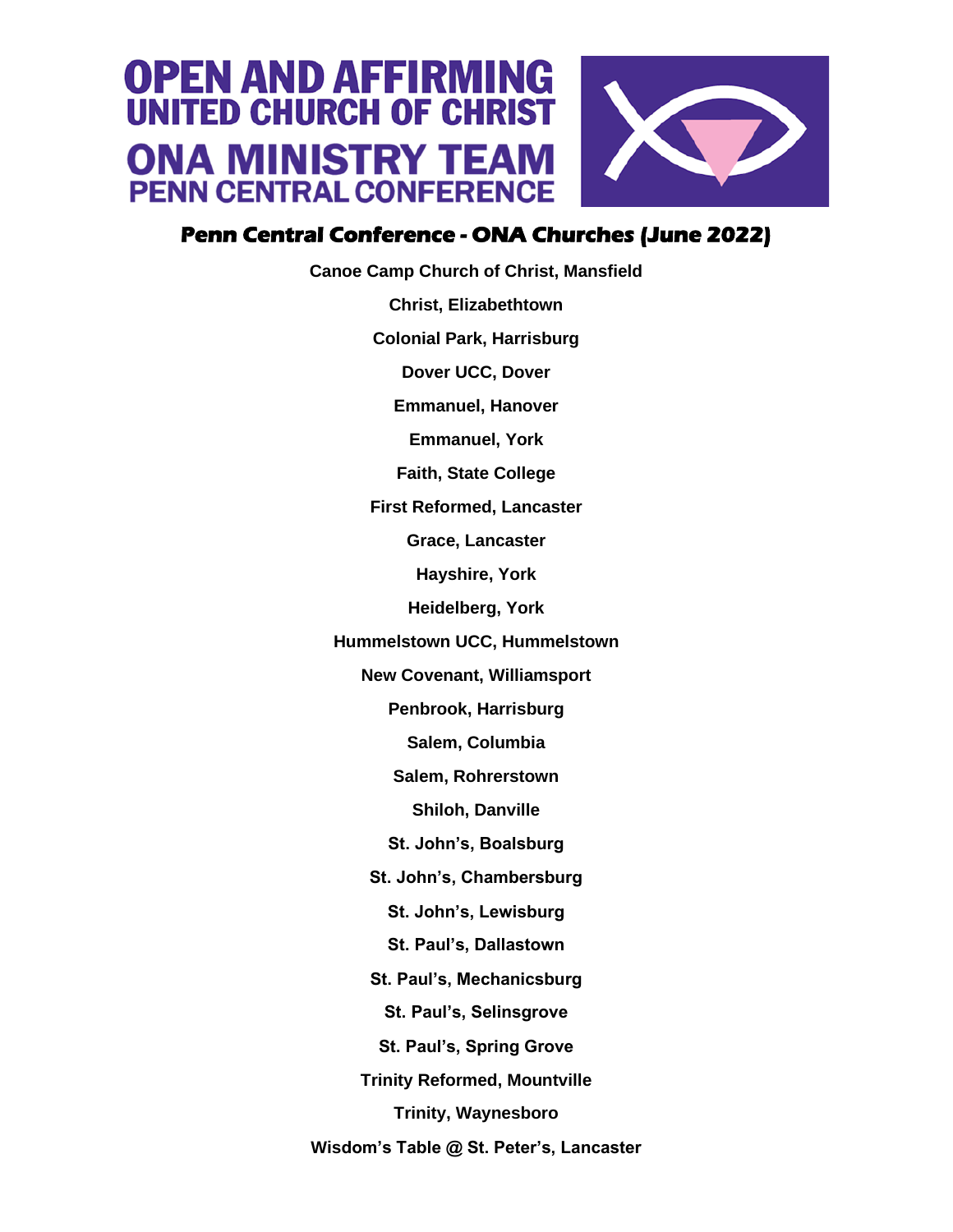# OPEN AND AFFIRMING
## UNITED CHURCH OF CHRIST
## ONA MINISTRY TEAM
## PENN CENTRAL CONFERENCE

## Penn Central Conference - ONA Churches (June 2022)

**Canoe Camp Church of Christ, Mansfield**

**Christ, Elizabethtown**

**Colonial Park, Harrisburg**

**Dover UCC, Dover**

**Emmanuel, Hanover**

**Emmanuel, York**

**Faith, State College**

**First Reformed, Lancaster**

**Grace, Lancaster**

**Hayshire, York**

**Heidelberg, York**

**Hummelstown UCC, Hummelstown**

**New Covenant, Williamsport**

**Penbrook, Harrisburg**

**Salem, Columbia**

**Salem, Rohrerstown**

**Shiloh, Danville**

**St. John's, Boalsburg**

**St. John's, Chambersburg**

**St. John's, Lewisburg**

**St. Paul's, Dallastown**

**St. Paul's, Mechanicsburg**

**St. Paul's, Selinsgrove**

**St. Paul's, Spring Grove**

**Trinity Reformed, Mountville**

**Trinity, Waynesboro**

**Wisdom's Table @ St. Peter's, Lancaster**